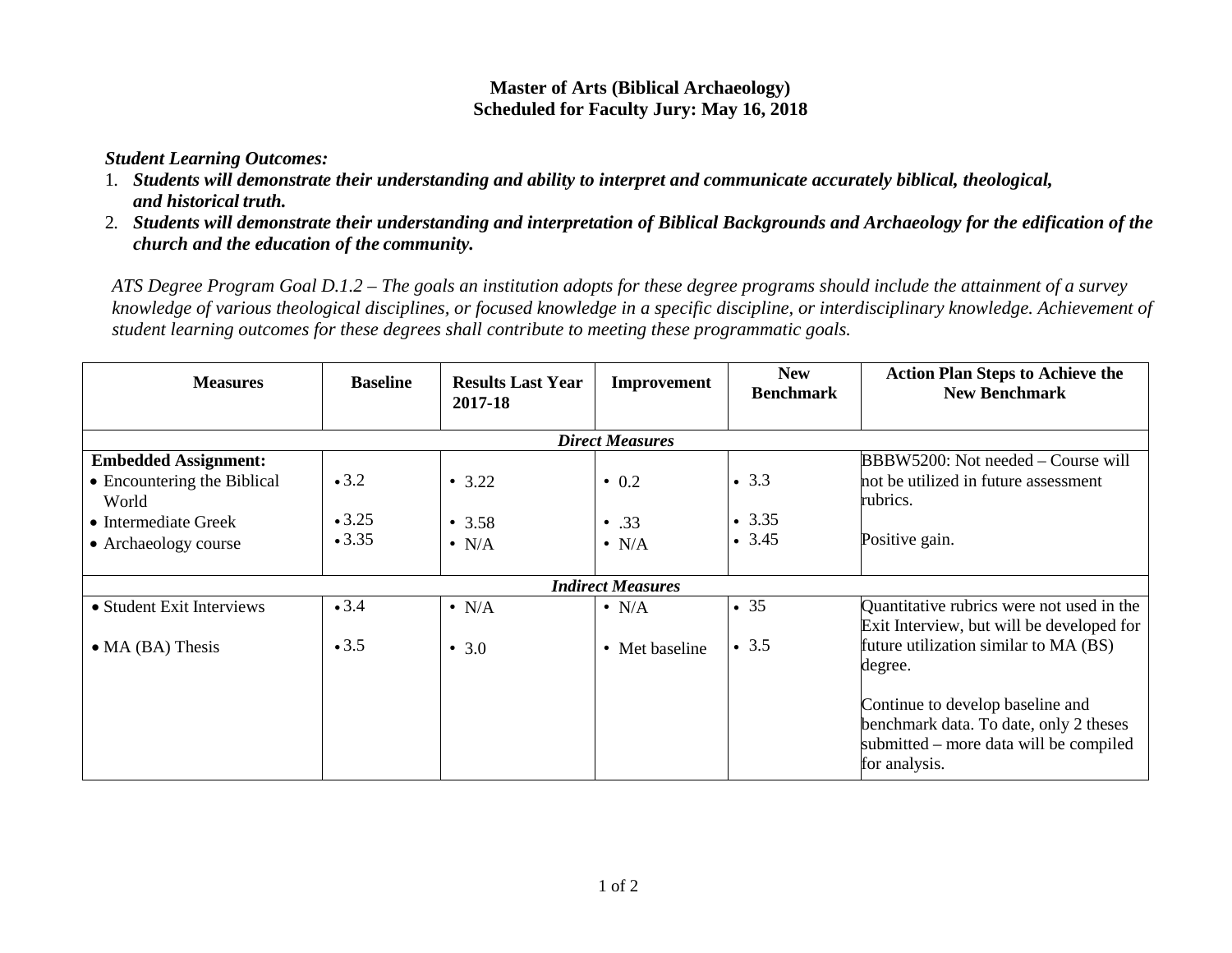**Master of Arts (Biblical Archaeology)**
**Scheduled for Faculty Jury: May 16, 2018**

***Student Learning Outcomes:***

1. ***Students will demonstrate their understanding and ability to interpret and communicate accurately biblical, theological, and historical truth.***
2. ***Students will demonstrate their understanding and interpretation of Biblical Backgrounds and Archaeology for the edification of the church and the education of the community.***

*ATS Degree Program Goal D.1.2 – The goals an institution adopts for these degree programs should include the attainment of a survey knowledge of various theological disciplines, or focused knowledge in a specific discipline, or interdisciplinary knowledge. Achievement of student learning outcomes for these degrees shall contribute to meeting these programmatic goals.*

| Measures | Baseline | Results Last Year 2017-18 | Improvement | New Benchmark | Action Plan Steps to Achieve the New Benchmark |
|---|---|---|---|---|---|
| ***Direct Measures*** | | | | | |
| **Embedded Assignment:**<br>• Encountering the Biblical World<br>• Intermediate Greek<br>• Archaeology course | • 3.2<br>• 3.25<br>• 3.35 | • 3.22<br>• 3.58<br>• N/A | • 0.2<br>• .33<br>• N/A | • 3.3<br>• 3.35<br>• 3.45 | BBBW5200: Not needed – Course will not be utilized in future assessment rubrics.<br><br>Positive gain. |
| ***Indirect Measures*** | | | | | |
| • Student Exit Interviews<br><br>• MA (BA) Thesis | • 3.4<br><br>• 3.5 | • N/A<br><br>• 3.0 | • N/A<br><br>• Met baseline | • 35<br><br>• 3.5 | Quantitative rubrics were not used in the Exit Interview, but will be developed for future utilization similar to MA (BS) degree.<br><br>Continue to develop baseline and benchmark data. To date, only 2 theses submitted – more data will be compiled for analysis. |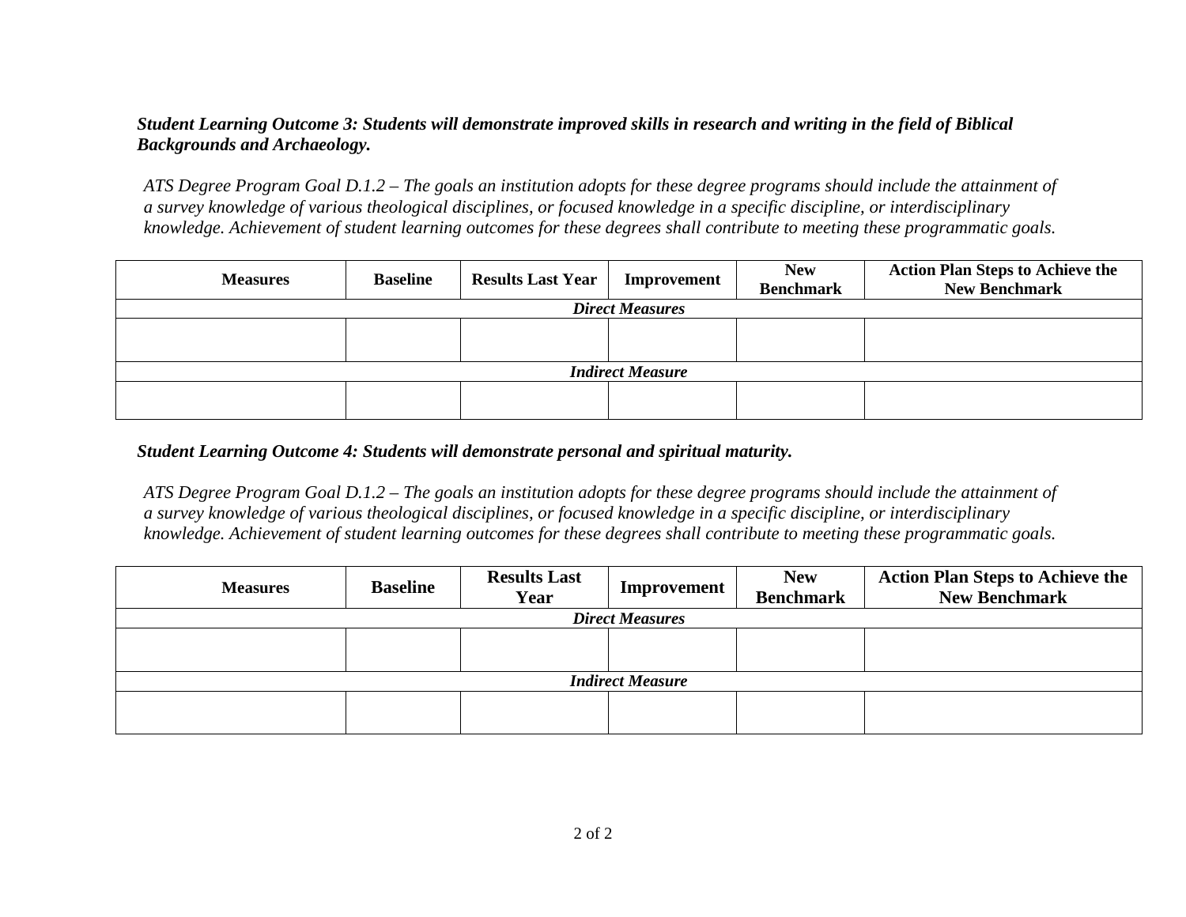***Student Learning Outcome 3: Students will demonstrate improved skills in research and writing in the field of Biblical Backgrounds and Archaeology.***

*ATS Degree Program Goal D.1.2 – The goals an institution adopts for these degree programs should include the attainment of a survey knowledge of various theological disciplines, or focused knowledge in a specific discipline, or interdisciplinary knowledge. Achievement of student learning outcomes for these degrees shall contribute to meeting these programmatic goals.*

| Measures | Baseline | Results Last Year | Improvement | New Benchmark | Action Plan Steps to Achieve the New Benchmark |
|---|---|---|---|---|---|
| ***Direct Measures*** | | | | | |
| | | | | | |
| ***Indirect Measure*** | | | | | |
| | | | | | |

***Student Learning Outcome 4: Students will demonstrate personal and spiritual maturity.***

*ATS Degree Program Goal D.1.2 – The goals an institution adopts for these degree programs should include the attainment of a survey knowledge of various theological disciplines, or focused knowledge in a specific discipline, or interdisciplinary knowledge. Achievement of student learning outcomes for these degrees shall contribute to meeting these programmatic goals.*

| Measures | Baseline | Results Last Year | Improvement | New Benchmark | Action Plan Steps to Achieve the New Benchmark |
|---|---|---|---|---|---|
| ***Direct Measures*** | | | | | |
| | | | | | |
| ***Indirect Measure*** | | | | | |
| | | | | | |